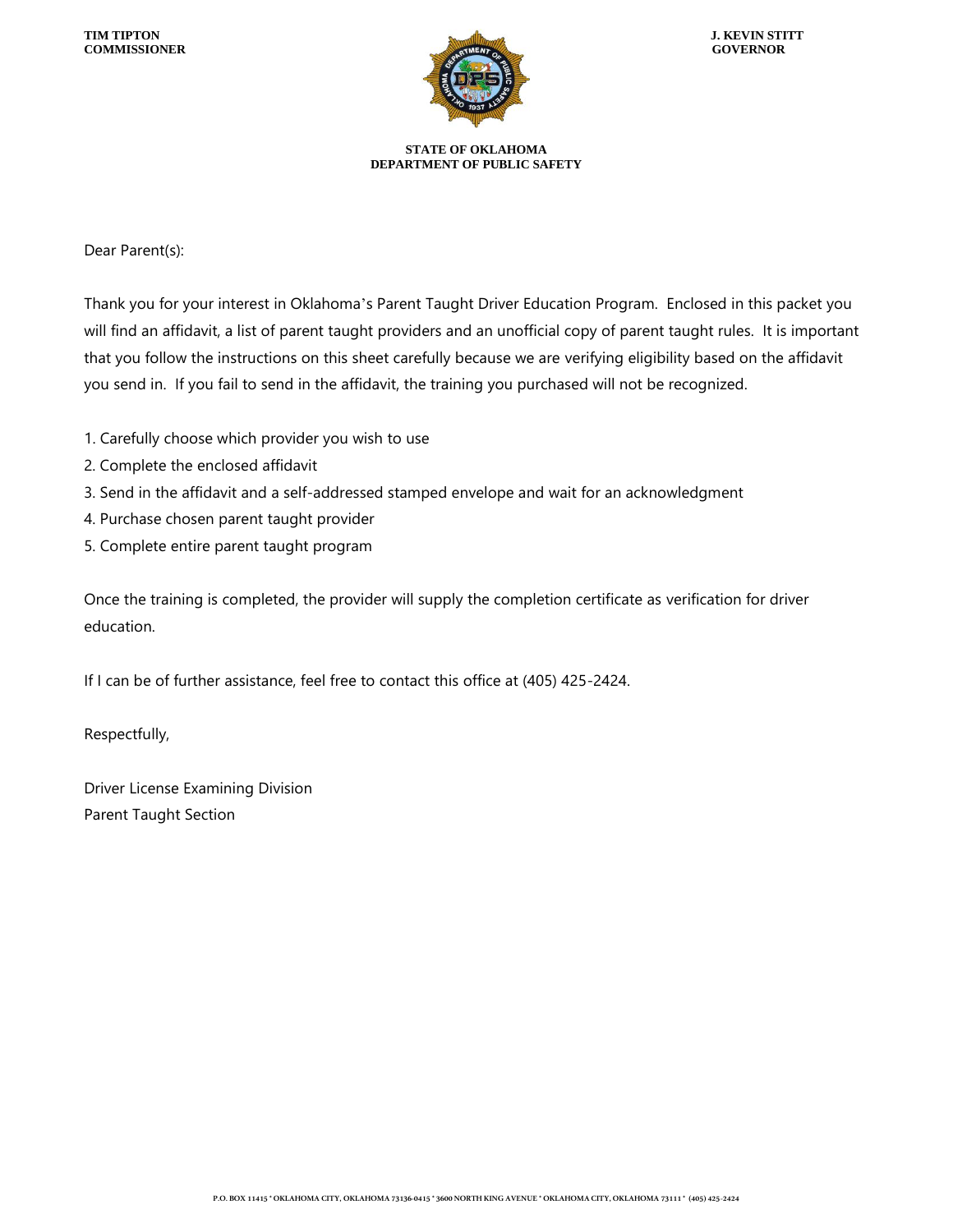**TIM TIPTON**
**COMMISSIONER**

**J. KEVIN STITT**
**GOVERNOR**

**STATE OF OKLAHOMA**
**DEPARTMENT OF PUBLIC SAFETY**

Dear Parent(s):

Thank you for your interest in Oklahoma's Parent Taught Driver Education Program. Enclosed in this packet you will find an affidavit, a list of parent taught providers and an unofficial copy of parent taught rules. It is important that you follow the instructions on this sheet carefully because we are verifying eligibility based on the affidavit you send in. If you fail to send in the affidavit, the training you purchased will not be recognized.

1. Carefully choose which provider you wish to use
2. Complete the enclosed affidavit
3. Send in the affidavit and a self-addressed stamped envelope and wait for an acknowledgment
4. Purchase chosen parent taught provider
5. Complete entire parent taught program

Once the training is completed, the provider will supply the completion certificate as verification for driver education.

If I can be of further assistance, feel free to contact this office at (405) 425-2424.

Respectfully,

Driver License Examining Division
Parent Taught Section

P.O. BOX 11415 * OKLAHOMA CITY, OKLAHOMA 73136-0415 * 3600 NORTH KING AVENUE * OKLAHOMA CITY, OKLAHOMA 73111 * (405) 425-2424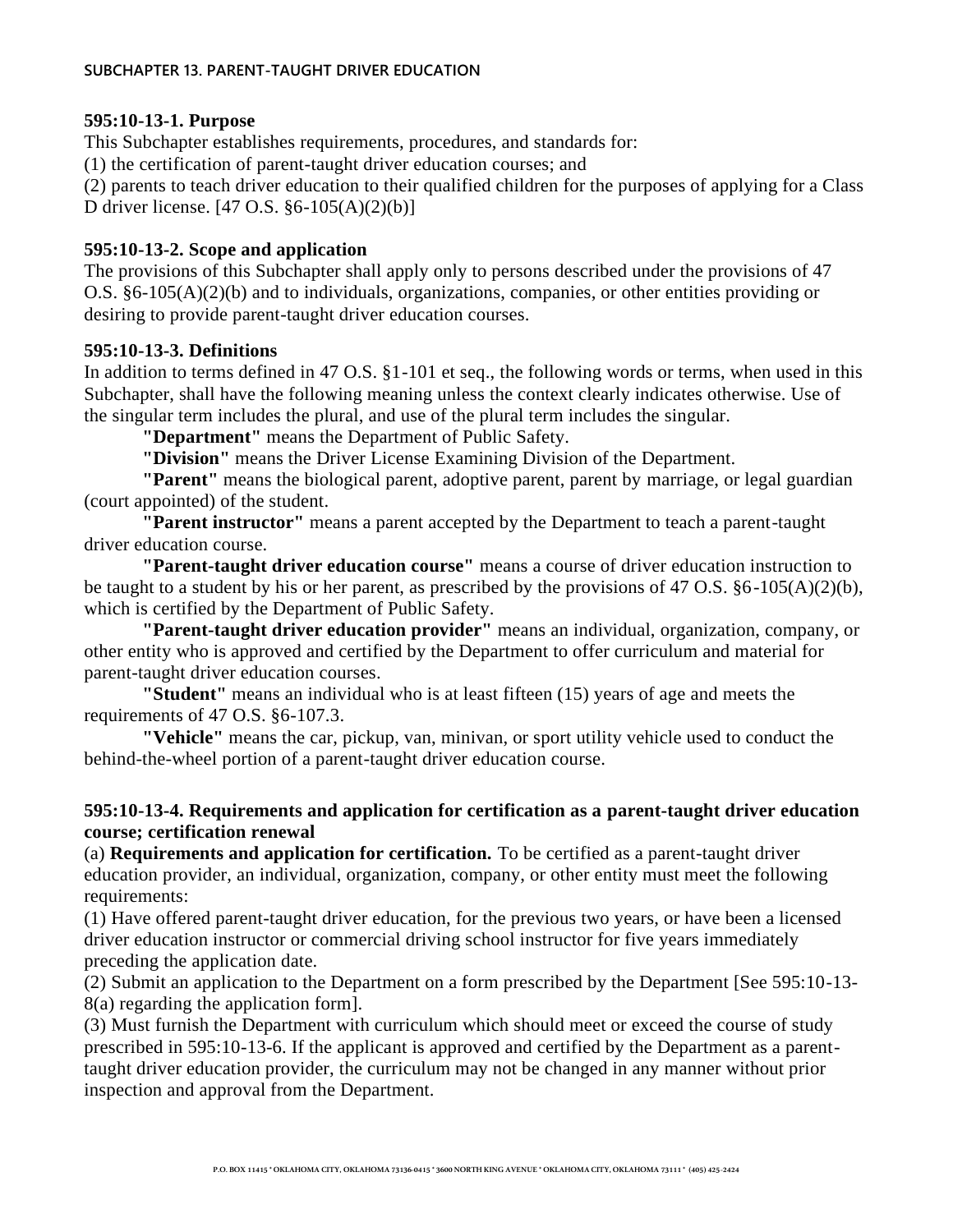## SUBCHAPTER 13. PARENT-TAUGHT DRIVER EDUCATION

### 595:10-13-1. Purpose

This Subchapter establishes requirements, procedures, and standards for:

(1) the certification of parent-taught driver education courses; and

(2) parents to teach driver education to their qualified children for the purposes of applying for a Class D driver license. [47 O.S. §6-105(A)(2)(b)]

### 595:10-13-2. Scope and application

The provisions of this Subchapter shall apply only to persons described under the provisions of 47 O.S. §6-105(A)(2)(b) and to individuals, organizations, companies, or other entities providing or desiring to provide parent-taught driver education courses.

### 595:10-13-3. Definitions

In addition to terms defined in 47 O.S. §1-101 et seq., the following words or terms, when used in this Subchapter, shall have the following meaning unless the context clearly indicates otherwise. Use of the singular term includes the plural, and use of the plural term includes the singular.

**"Department"** means the Department of Public Safety.

**"Division"** means the Driver License Examining Division of the Department.

**"Parent"** means the biological parent, adoptive parent, parent by marriage, or legal guardian (court appointed) of the student.

**"Parent instructor"** means a parent accepted by the Department to teach a parent-taught driver education course.

**"Parent-taught driver education course"** means a course of driver education instruction to be taught to a student by his or her parent, as prescribed by the provisions of 47 O.S. §6-105(A)(2)(b), which is certified by the Department of Public Safety.

**"Parent-taught driver education provider"** means an individual, organization, company, or other entity who is approved and certified by the Department to offer curriculum and material for parent-taught driver education courses.

**"Student"** means an individual who is at least fifteen (15) years of age and meets the requirements of 47 O.S. §6-107.3.

**"Vehicle"** means the car, pickup, van, minivan, or sport utility vehicle used to conduct the behind-the-wheel portion of a parent-taught driver education course.

### 595:10-13-4. Requirements and application for certification as a parent-taught driver education course; certification renewal

(a) **Requirements and application for certification.** To be certified as a parent-taught driver education provider, an individual, organization, company, or other entity must meet the following requirements:

(1) Have offered parent-taught driver education, for the previous two years, or have been a licensed driver education instructor or commercial driving school instructor for five years immediately preceding the application date.

(2) Submit an application to the Department on a form prescribed by the Department [See 595:10-13-8(a) regarding the application form].

(3) Must furnish the Department with curriculum which should meet or exceed the course of study prescribed in 595:10-13-6. If the applicant is approved and certified by the Department as a parent-taught driver education provider, the curriculum may not be changed in any manner without prior inspection and approval from the Department.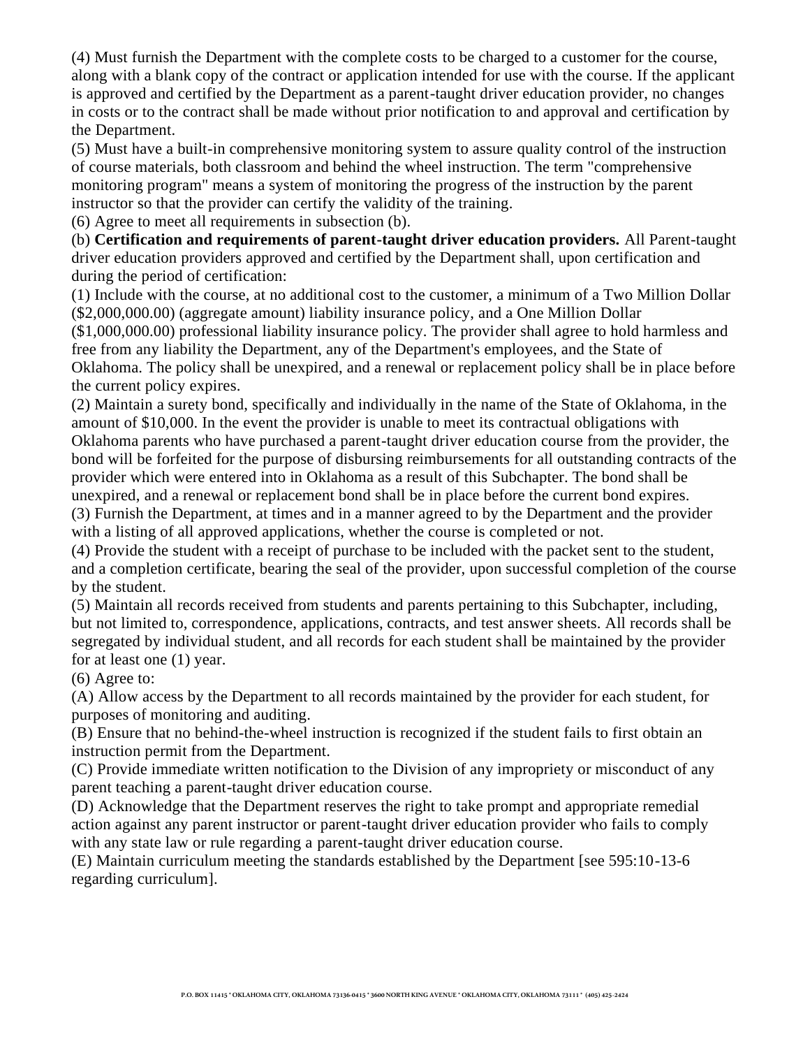(4) Must furnish the Department with the complete costs to be charged to a customer for the course, along with a blank copy of the contract or application intended for use with the course. If the applicant is approved and certified by the Department as a parent-taught driver education provider, no changes in costs or to the contract shall be made without prior notification to and approval and certification by the Department.

(5) Must have a built-in comprehensive monitoring system to assure quality control of the instruction of course materials, both classroom and behind the wheel instruction. The term "comprehensive monitoring program" means a system of monitoring the progress of the instruction by the parent instructor so that the provider can certify the validity of the training.

(6) Agree to meet all requirements in subsection (b).

(b) **Certification and requirements of parent-taught driver education providers.** All Parent-taught driver education providers approved and certified by the Department shall, upon certification and during the period of certification:

(1) Include with the course, at no additional cost to the customer, a minimum of a Two Million Dollar ($2,000,000.00) (aggregate amount) liability insurance policy, and a One Million Dollar ($1,000,000.00) professional liability insurance policy. The provider shall agree to hold harmless and free from any liability the Department, any of the Department's employees, and the State of Oklahoma. The policy shall be unexpired, and a renewal or replacement policy shall be in place before the current policy expires.

(2) Maintain a surety bond, specifically and individually in the name of the State of Oklahoma, in the amount of $10,000. In the event the provider is unable to meet its contractual obligations with Oklahoma parents who have purchased a parent-taught driver education course from the provider, the bond will be forfeited for the purpose of disbursing reimbursements for all outstanding contracts of the provider which were entered into in Oklahoma as a result of this Subchapter. The bond shall be unexpired, and a renewal or replacement bond shall be in place before the current bond expires.

(3) Furnish the Department, at times and in a manner agreed to by the Department and the provider with a listing of all approved applications, whether the course is completed or not.

(4) Provide the student with a receipt of purchase to be included with the packet sent to the student, and a completion certificate, bearing the seal of the provider, upon successful completion of the course by the student.

(5) Maintain all records received from students and parents pertaining to this Subchapter, including, but not limited to, correspondence, applications, contracts, and test answer sheets. All records shall be segregated by individual student, and all records for each student shall be maintained by the provider for at least one (1) year.

(6) Agree to:

(A) Allow access by the Department to all records maintained by the provider for each student, for purposes of monitoring and auditing.

(B) Ensure that no behind-the-wheel instruction is recognized if the student fails to first obtain an instruction permit from the Department.

(C) Provide immediate written notification to the Division of any impropriety or misconduct of any parent teaching a parent-taught driver education course.

(D) Acknowledge that the Department reserves the right to take prompt and appropriate remedial action against any parent instructor or parent-taught driver education provider who fails to comply with any state law or rule regarding a parent-taught driver education course.

(E) Maintain curriculum meeting the standards established by the Department [see 595:10-13-6 regarding curriculum].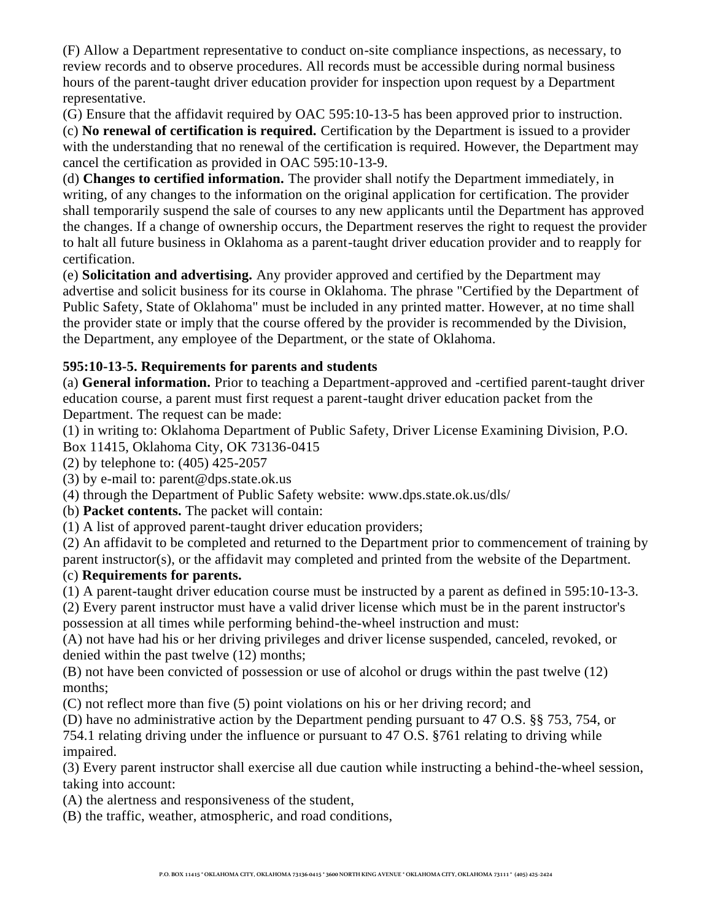(F) Allow a Department representative to conduct on-site compliance inspections, as necessary, to review records and to observe procedures. All records must be accessible during normal business hours of the parent-taught driver education provider for inspection upon request by a Department representative.

(G) Ensure that the affidavit required by OAC 595:10-13-5 has been approved prior to instruction.

(c) **No renewal of certification is required.** Certification by the Department is issued to a provider with the understanding that no renewal of the certification is required. However, the Department may cancel the certification as provided in OAC 595:10-13-9.

(d) **Changes to certified information.** The provider shall notify the Department immediately, in writing, of any changes to the information on the original application for certification. The provider shall temporarily suspend the sale of courses to any new applicants until the Department has approved the changes. If a change of ownership occurs, the Department reserves the right to request the provider to halt all future business in Oklahoma as a parent-taught driver education provider and to reapply for certification.

(e) **Solicitation and advertising.** Any provider approved and certified by the Department may advertise and solicit business for its course in Oklahoma. The phrase "Certified by the Department of Public Safety, State of Oklahoma" must be included in any printed matter. However, at no time shall the provider state or imply that the course offered by the provider is recommended by the Division, the Department, any employee of the Department, or the state of Oklahoma.

**595:10-13-5. Requirements for parents and students**

(a) **General information.** Prior to teaching a Department-approved and -certified parent-taught driver education course, a parent must first request a parent-taught driver education packet from the Department. The request can be made:

(1) in writing to: Oklahoma Department of Public Safety, Driver License Examining Division, P.O. Box 11415, Oklahoma City, OK 73136-0415

(2) by telephone to: (405) 425-2057

(3) by e-mail to: parent@dps.state.ok.us

(4) through the Department of Public Safety website: www.dps.state.ok.us/dls/

(b) **Packet contents.** The packet will contain:

(1) A list of approved parent-taught driver education providers;

(2) An affidavit to be completed and returned to the Department prior to commencement of training by parent instructor(s), or the affidavit may completed and printed from the website of the Department.

(c) **Requirements for parents.**

(1) A parent-taught driver education course must be instructed by a parent as defined in 595:10-13-3.

(2) Every parent instructor must have a valid driver license which must be in the parent instructor's possession at all times while performing behind-the-wheel instruction and must:

(A) not have had his or her driving privileges and driver license suspended, canceled, revoked, or denied within the past twelve (12) months;

(B) not have been convicted of possession or use of alcohol or drugs within the past twelve (12) months;

(C) not reflect more than five (5) point violations on his or her driving record; and

(D) have no administrative action by the Department pending pursuant to 47 O.S. §§ 753, 754, or 754.1 relating driving under the influence or pursuant to 47 O.S. §761 relating to driving while impaired.

(3) Every parent instructor shall exercise all due caution while instructing a behind-the-wheel session, taking into account:

(A) the alertness and responsiveness of the student,

(B) the traffic, weather, atmospheric, and road conditions,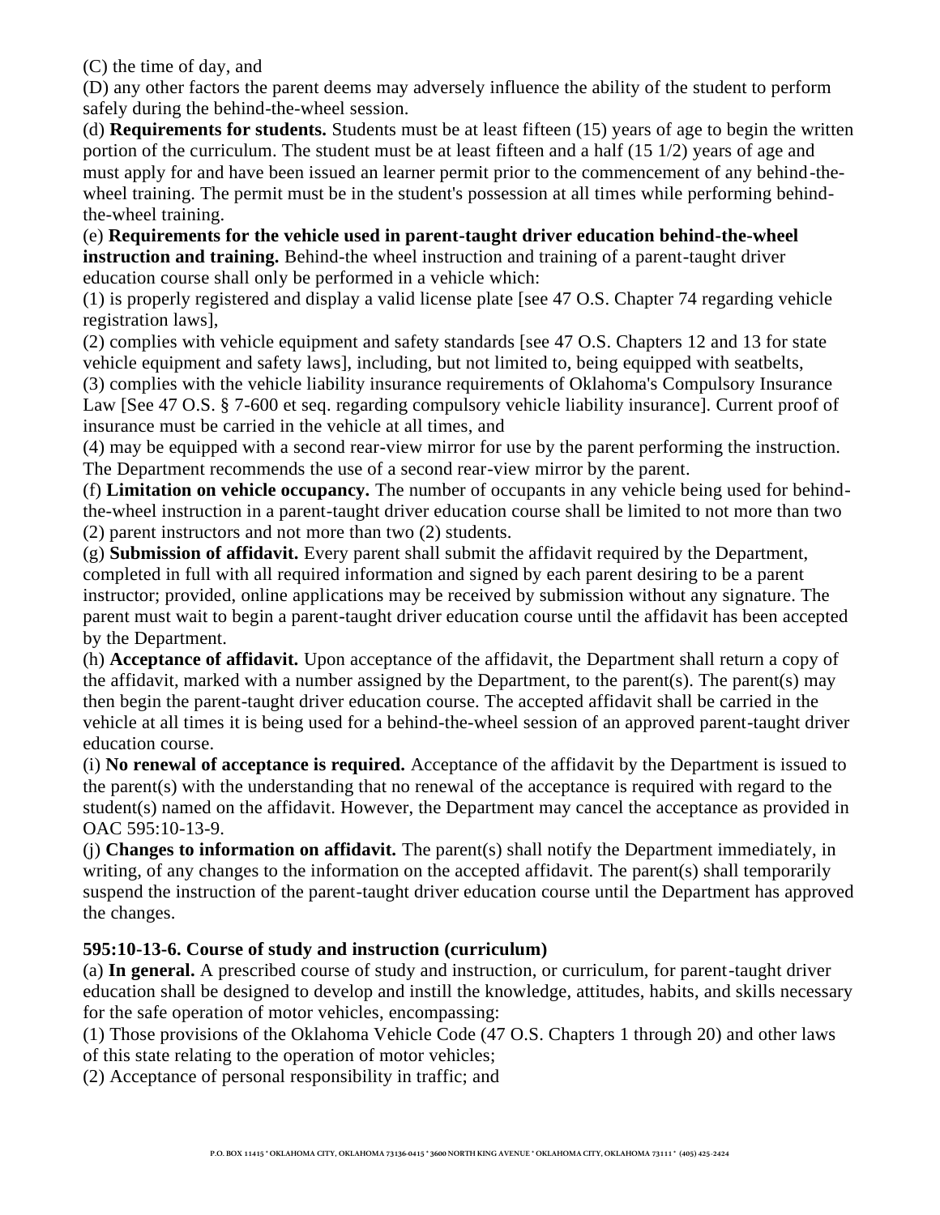(C) the time of day, and

(D) any other factors the parent deems may adversely influence the ability of the student to perform safely during the behind-the-wheel session.

(d) **Requirements for students.** Students must be at least fifteen (15) years of age to begin the written portion of the curriculum. The student must be at least fifteen and a half (15 1/2) years of age and must apply for and have been issued an learner permit prior to the commencement of any behind-the-wheel training. The permit must be in the student's possession at all times while performing behind-the-wheel training.

(e) **Requirements for the vehicle used in parent-taught driver education behind-the-wheel instruction and training.** Behind-the wheel instruction and training of a parent-taught driver education course shall only be performed in a vehicle which:

(1) is properly registered and display a valid license plate [see 47 O.S. Chapter 74 regarding vehicle registration laws],

(2) complies with vehicle equipment and safety standards [see 47 O.S. Chapters 12 and 13 for state vehicle equipment and safety laws], including, but not limited to, being equipped with seatbelts,

(3) complies with the vehicle liability insurance requirements of Oklahoma's Compulsory Insurance Law [See 47 O.S. § 7-600 et seq. regarding compulsory vehicle liability insurance]. Current proof of insurance must be carried in the vehicle at all times, and

(4) may be equipped with a second rear-view mirror for use by the parent performing the instruction. The Department recommends the use of a second rear-view mirror by the parent.

(f) **Limitation on vehicle occupancy.** The number of occupants in any vehicle being used for behind-the-wheel instruction in a parent-taught driver education course shall be limited to not more than two (2) parent instructors and not more than two (2) students.

(g) **Submission of affidavit.** Every parent shall submit the affidavit required by the Department, completed in full with all required information and signed by each parent desiring to be a parent instructor; provided, online applications may be received by submission without any signature. The parent must wait to begin a parent-taught driver education course until the affidavit has been accepted by the Department.

(h) **Acceptance of affidavit.** Upon acceptance of the affidavit, the Department shall return a copy of the affidavit, marked with a number assigned by the Department, to the parent(s). The parent(s) may then begin the parent-taught driver education course. The accepted affidavit shall be carried in the vehicle at all times it is being used for a behind-the-wheel session of an approved parent-taught driver education course.

(i) **No renewal of acceptance is required.** Acceptance of the affidavit by the Department is issued to the parent(s) with the understanding that no renewal of the acceptance is required with regard to the student(s) named on the affidavit. However, the Department may cancel the acceptance as provided in OAC 595:10-13-9.

(j) **Changes to information on affidavit.** The parent(s) shall notify the Department immediately, in writing, of any changes to the information on the accepted affidavit. The parent(s) shall temporarily suspend the instruction of the parent-taught driver education course until the Department has approved the changes.

### 595:10-13-6. Course of study and instruction (curriculum)

(a) **In general.** A prescribed course of study and instruction, or curriculum, for parent-taught driver education shall be designed to develop and instill the knowledge, attitudes, habits, and skills necessary for the safe operation of motor vehicles, encompassing:

(1) Those provisions of the Oklahoma Vehicle Code (47 O.S. Chapters 1 through 20) and other laws of this state relating to the operation of motor vehicles;

(2) Acceptance of personal responsibility in traffic; and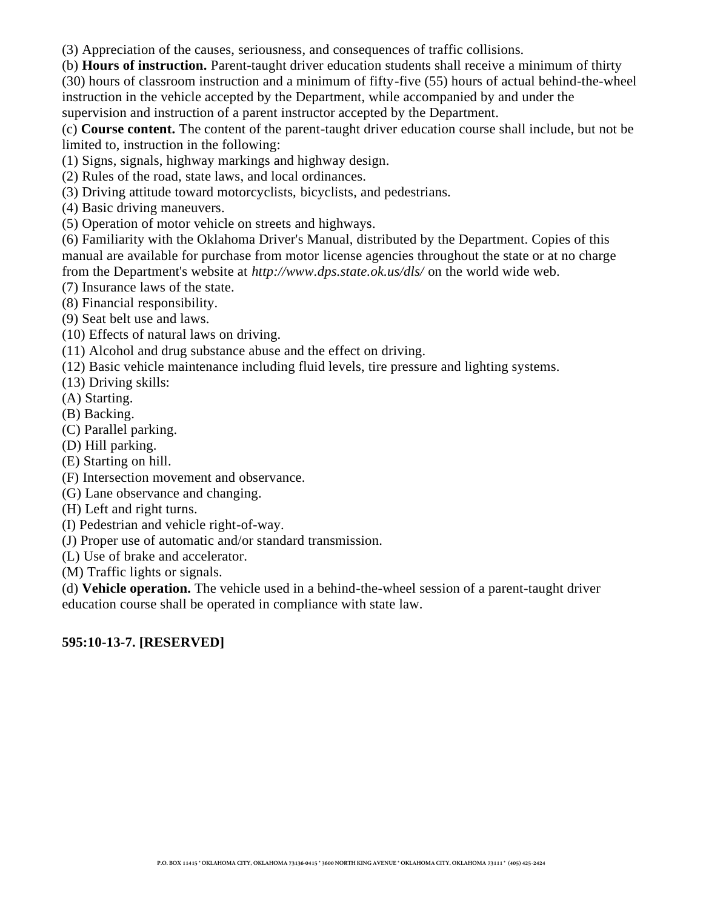(3) Appreciation of the causes, seriousness, and consequences of traffic collisions.

(b) **Hours of instruction.** Parent-taught driver education students shall receive a minimum of thirty (30) hours of classroom instruction and a minimum of fifty-five (55) hours of actual behind-the-wheel instruction in the vehicle accepted by the Department, while accompanied by and under the supervision and instruction of a parent instructor accepted by the Department.

(c) **Course content.** The content of the parent-taught driver education course shall include, but not be limited to, instruction in the following:

(1) Signs, signals, highway markings and highway design.

(2) Rules of the road, state laws, and local ordinances.

(3) Driving attitude toward motorcyclists, bicyclists, and pedestrians.

(4) Basic driving maneuvers.

(5) Operation of motor vehicle on streets and highways.

(6) Familiarity with the Oklahoma Driver's Manual, distributed by the Department. Copies of this manual are available for purchase from motor license agencies throughout the state or at no charge from the Department's website at *http://www.dps.state.ok.us/dls/* on the world wide web.

(7) Insurance laws of the state.

(8) Financial responsibility.

(9) Seat belt use and laws.

(10) Effects of natural laws on driving.

(11) Alcohol and drug substance abuse and the effect on driving.

(12) Basic vehicle maintenance including fluid levels, tire pressure and lighting systems.

(13) Driving skills:

(A) Starting.

(B) Backing.

(C) Parallel parking.

(D) Hill parking.

(E) Starting on hill.

(F) Intersection movement and observance.

(G) Lane observance and changing.

(H) Left and right turns.

(I) Pedestrian and vehicle right-of-way.

(J) Proper use of automatic and/or standard transmission.

(L) Use of brake and accelerator.

(M) Traffic lights or signals.

(d) **Vehicle operation.** The vehicle used in a behind-the-wheel session of a parent-taught driver education course shall be operated in compliance with state law.

**595:10-13-7. [RESERVED]**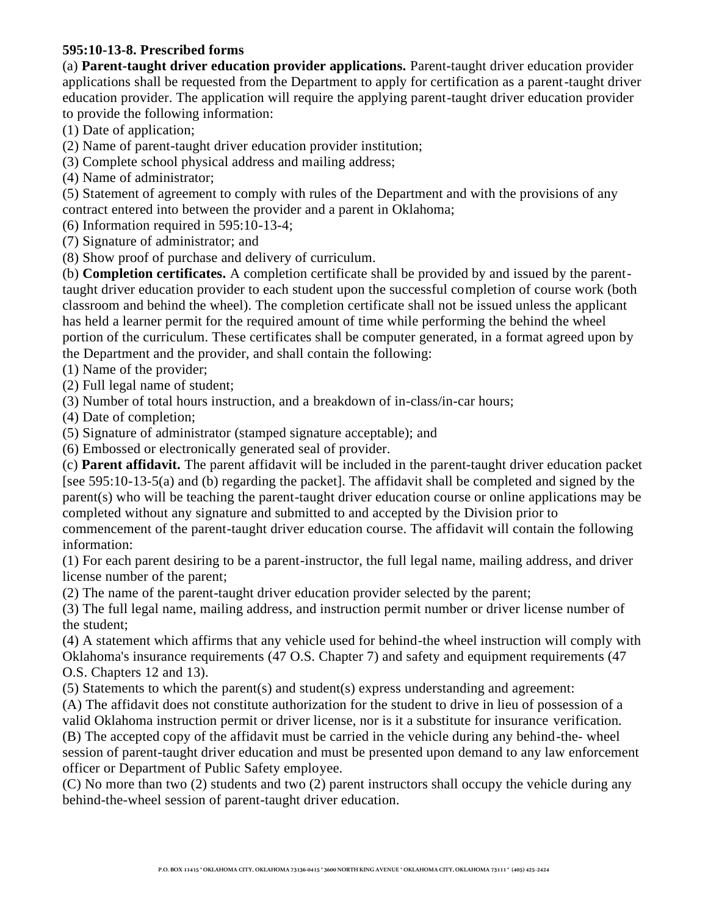**595:10-13-8. Prescribed forms**

(a) **Parent-taught driver education provider applications.** Parent-taught driver education provider applications shall be requested from the Department to apply for certification as a parent-taught driver education provider. The application will require the applying parent-taught driver education provider to provide the following information:

(1) Date of application;

(2) Name of parent-taught driver education provider institution;

(3) Complete school physical address and mailing address;

(4) Name of administrator;

(5) Statement of agreement to comply with rules of the Department and with the provisions of any contract entered into between the provider and a parent in Oklahoma;

(6) Information required in 595:10-13-4;

(7) Signature of administrator; and

(8) Show proof of purchase and delivery of curriculum.

(b) **Completion certificates.** A completion certificate shall be provided by and issued by the parent-taught driver education provider to each student upon the successful completion of course work (both classroom and behind the wheel). The completion certificate shall not be issued unless the applicant has held a learner permit for the required amount of time while performing the behind the wheel portion of the curriculum. These certificates shall be computer generated, in a format agreed upon by the Department and the provider, and shall contain the following:

(1) Name of the provider;

(2) Full legal name of student;

(3) Number of total hours instruction, and a breakdown of in-class/in-car hours;

(4) Date of completion;

(5) Signature of administrator (stamped signature acceptable); and

(6) Embossed or electronically generated seal of provider.

(c) **Parent affidavit.** The parent affidavit will be included in the parent-taught driver education packet [see 595:10-13-5(a) and (b) regarding the packet]. The affidavit shall be completed and signed by the parent(s) who will be teaching the parent-taught driver education course or online applications may be completed without any signature and submitted to and accepted by the Division prior to commencement of the parent-taught driver education course. The affidavit will contain the following information:

(1) For each parent desiring to be a parent-instructor, the full legal name, mailing address, and driver license number of the parent;

(2) The name of the parent-taught driver education provider selected by the parent;

(3) The full legal name, mailing address, and instruction permit number or driver license number of the student;

(4) A statement which affirms that any vehicle used for behind-the wheel instruction will comply with Oklahoma's insurance requirements (47 O.S. Chapter 7) and safety and equipment requirements (47 O.S. Chapters 12 and 13).

(5) Statements to which the parent(s) and student(s) express understanding and agreement:

(A) The affidavit does not constitute authorization for the student to drive in lieu of possession of a valid Oklahoma instruction permit or driver license, nor is it a substitute for insurance verification.

(B) The accepted copy of the affidavit must be carried in the vehicle during any behind-the- wheel session of parent-taught driver education and must be presented upon demand to any law enforcement officer or Department of Public Safety employee.

(C) No more than two (2) students and two (2) parent instructors shall occupy the vehicle during any behind-the-wheel session of parent-taught driver education.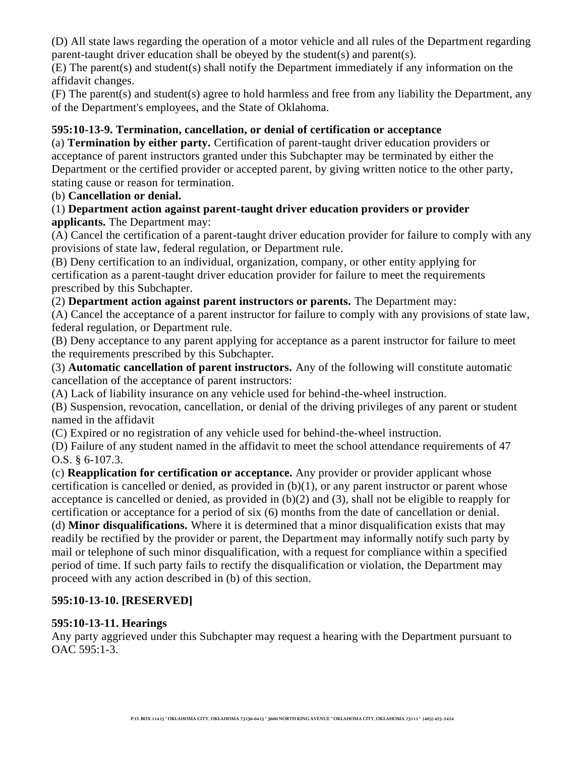(D) All state laws regarding the operation of a motor vehicle and all rules of the Department regarding parent-taught driver education shall be obeyed by the student(s) and parent(s).

(E) The parent(s) and student(s) shall notify the Department immediately if any information on the affidavit changes.

(F) The parent(s) and student(s) agree to hold harmless and free from any liability the Department, any of the Department's employees, and the State of Oklahoma.

**595:10-13-9. Termination, cancellation, or denial of certification or acceptance**

(a) **Termination by either party.** Certification of parent-taught driver education providers or acceptance of parent instructors granted under this Subchapter may be terminated by either the Department or the certified provider or accepted parent, by giving written notice to the other party, stating cause or reason for termination.

(b) **Cancellation or denial.**

(1) **Department action against parent-taught driver education providers or provider applicants.** The Department may:

(A) Cancel the certification of a parent-taught driver education provider for failure to comply with any provisions of state law, federal regulation, or Department rule.

(B) Deny certification to an individual, organization, company, or other entity applying for certification as a parent-taught driver education provider for failure to meet the requirements prescribed by this Subchapter.

(2) **Department action against parent instructors or parents.** The Department may:

(A) Cancel the acceptance of a parent instructor for failure to comply with any provisions of state law, federal regulation, or Department rule.

(B) Deny acceptance to any parent applying for acceptance as a parent instructor for failure to meet the requirements prescribed by this Subchapter.

(3) **Automatic cancellation of parent instructors.** Any of the following will constitute automatic cancellation of the acceptance of parent instructors:

(A) Lack of liability insurance on any vehicle used for behind-the-wheel instruction.

(B) Suspension, revocation, cancellation, or denial of the driving privileges of any parent or student named in the affidavit

(C) Expired or no registration of any vehicle used for behind-the-wheel instruction.

(D) Failure of any student named in the affidavit to meet the school attendance requirements of 47 O.S. § 6-107.3.

(c) **Reapplication for certification or acceptance.** Any provider or provider applicant whose certification is cancelled or denied, as provided in (b)(1), or any parent instructor or parent whose acceptance is cancelled or denied, as provided in (b)(2) and (3), shall not be eligible to reapply for certification or acceptance for a period of six (6) months from the date of cancellation or denial.

(d) **Minor disqualifications.** Where it is determined that a minor disqualification exists that may readily be rectified by the provider or parent, the Department may informally notify such party by mail or telephone of such minor disqualification, with a request for compliance within a specified period of time. If such party fails to rectify the disqualification or violation, the Department may proceed with any action described in (b) of this section.

**595:10-13-10. [RESERVED]**

**595:10-13-11. Hearings**

Any party aggrieved under this Subchapter may request a hearing with the Department pursuant to OAC 595:1-3.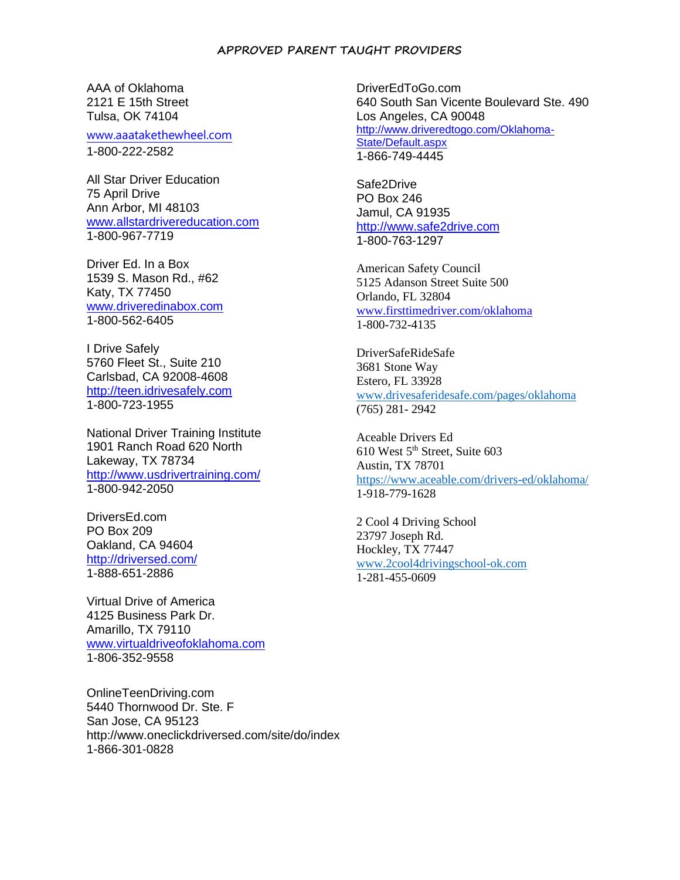## APPROVED PARENT TAUGHT PROVIDERS

AAA of Oklahoma
2121 E 15th Street
Tulsa, OK 74104
www.aaatakethewheel.com
1-800-222-2582

All Star Driver Education
75 April Drive
Ann Arbor, MI 48103
www.allstardrivereducation.com
1-800-967-7719

Driver Ed. In a Box
1539 S. Mason Rd., #62
Katy, TX 77450
www.driveredinabox.com
1-800-562-6405

I Drive Safely
5760 Fleet St., Suite 210
Carlsbad, CA 92008-4608
http://teen.idrivesafely.com
1-800-723-1955

National Driver Training Institute
1901 Ranch Road 620 North
Lakeway, TX 78734
http://www.usdrivertraining.com/
1-800-942-2050

DriversEd.com
PO Box 209
Oakland, CA 94604
http://driversed.com/
1-888-651-2886

Virtual Drive of America
4125 Business Park Dr.
Amarillo, TX 79110
www.virtualdriveofoklahoma.com
1-806-352-9558

OnlineTeenDriving.com
5440 Thornwood Dr. Ste. F
San Jose, CA 95123
http://www.oneclickdriversed.com/site/do/index
1-866-301-0828

DriverEdToGo.com
640 South San Vicente Boulevard Ste. 490
Los Angeles, CA 90048
http://www.driveredtogo.com/Oklahoma-State/Default.aspx
1-866-749-4445

Safe2Drive
PO Box 246
Jamul, CA 91935
http://www.safe2drive.com
1-800-763-1297

American Safety Council
5125 Adanson Street Suite 500
Orlando, FL 32804
www.firsttimedriver.com/oklahoma
1-800-732-4135

DriverSafeRideSafe
3681 Stone Way
Estero, FL 33928
www.drivesaferidesafe.com/pages/oklahoma
(765) 281- 2942

Aceable Drivers Ed
610 West 5th Street, Suite 603
Austin, TX 78701
https://www.aceable.com/drivers-ed/oklahoma/
1-918-779-1628

2 Cool 4 Driving School
23797 Joseph Rd.
Hockley, TX 77447
www.2cool4drivingschool-ok.com
1-281-455-0609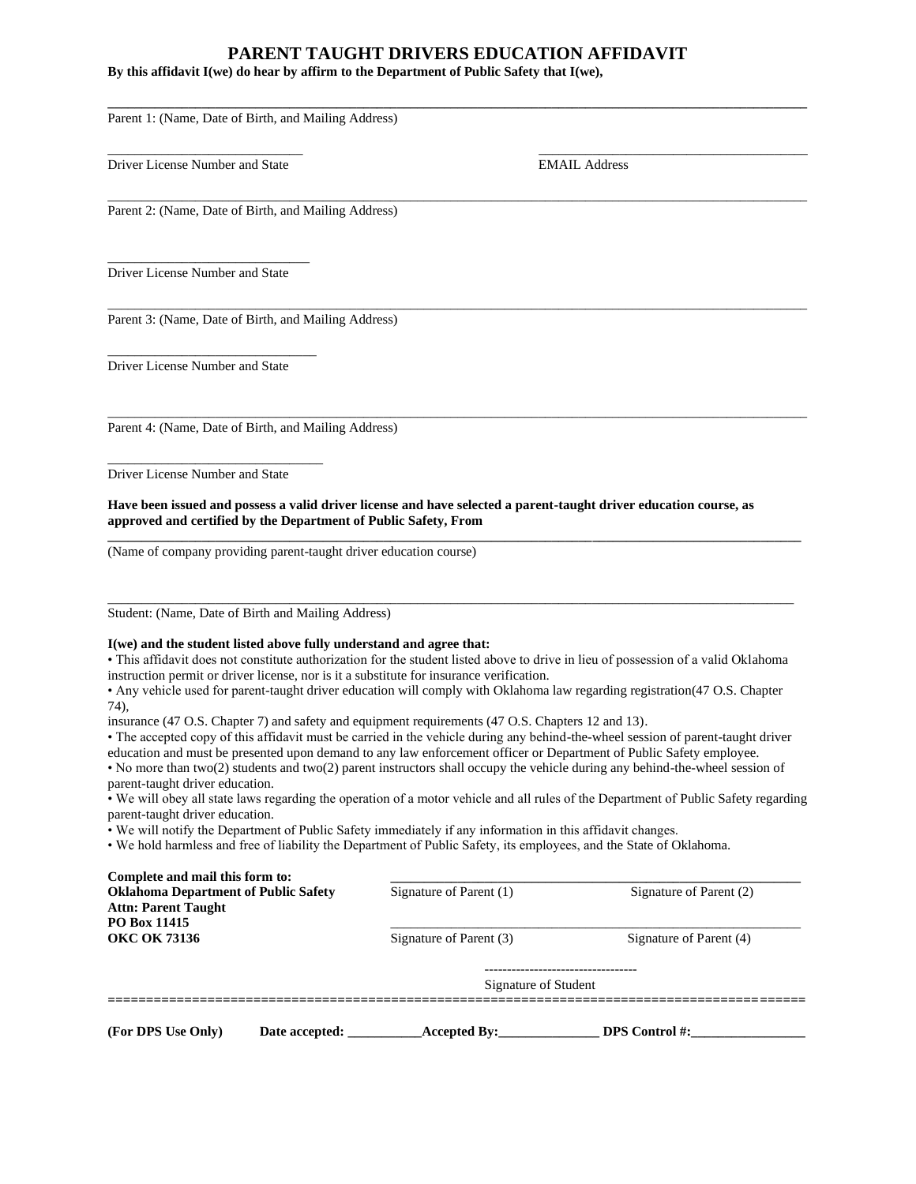# PARENT TAUGHT DRIVERS EDUCATION AFFIDAVIT

**By this affidavit I(we) do hear by affirm to the Department of Public Safety that I(we),**

\_\_\_\_\_\_\_\_\_\_\_\_\_\_\_\_\_\_\_\_\_\_\_\_\_\_\_\_\_\_\_\_\_\_\_\_\_\_\_\_\_\_\_\_\_\_\_\_\_\_\_\_\_\_\_\_\_\_\_\_\_\_\_\_\_\_\_\_\_\_\_\_\_\_\_\_\_\_

Parent 1: (Name, Date of Birth, and Mailing Address)

\_\_\_\_\_\_\_\_\_\_\_\_\_\_\_\_\_\_\_\_\_\_\_\_\_\_\_\_ \_\_\_\_\_\_\_\_\_\_\_\_\_\_\_\_\_\_\_\_\_\_\_\_\_\_\_\_\_\_\_\_\_\_\_\_\_\_

Driver License Number and State EMAIL Address

\_\_\_\_\_\_\_\_\_\_\_\_\_\_\_\_\_\_\_\_\_\_\_\_\_\_\_\_\_\_\_\_\_\_\_\_\_\_\_\_\_\_\_\_\_\_\_\_\_\_\_\_\_\_\_\_\_\_\_\_\_\_\_\_\_\_\_\_\_\_\_\_\_\_\_\_\_\_

Parent 2: (Name, Date of Birth, and Mailing Address)

\_\_\_\_\_\_\_\_\_\_\_\_\_\_\_\_\_\_\_\_\_\_\_\_\_\_\_\_\_

Driver License Number and State

\_\_\_\_\_\_\_\_\_\_\_\_\_\_\_\_\_\_\_\_\_\_\_\_\_\_\_\_\_\_\_\_\_\_\_\_\_\_\_\_\_\_\_\_\_\_\_\_\_\_\_\_\_\_\_\_\_\_\_\_\_\_\_\_\_\_\_\_\_\_\_\_\_\_\_\_\_\_

Parent 3: (Name, Date of Birth, and Mailing Address)

\_\_\_\_\_\_\_\_\_\_\_\_\_\_\_\_\_\_\_\_\_\_\_\_\_\_\_\_\_\_

Driver License Number and State

\_\_\_\_\_\_\_\_\_\_\_\_\_\_\_\_\_\_\_\_\_\_\_\_\_\_\_\_\_\_\_\_\_\_\_\_\_\_\_\_\_\_\_\_\_\_\_\_\_\_\_\_\_\_\_\_\_\_\_\_\_\_\_\_\_\_\_\_\_\_\_\_\_\_\_\_\_\_

Parent 4: (Name, Date of Birth, and Mailing Address)

\_\_\_\_\_\_\_\_\_\_\_\_\_\_\_\_\_\_\_\_\_\_\_\_\_\_\_\_\_\_\_

Driver License Number and State

**Have been issued and possess a valid driver license and have selected a parent-taught driver education course, as approved and certified by the Department of Public Safety, From**

\_\_\_\_\_\_\_\_\_\_\_\_\_\_\_\_\_\_\_\_\_\_\_\_\_\_\_\_\_\_\_\_\_\_\_\_\_\_\_\_\_\_\_\_\_\_\_\_\_\_\_\_\_\_\_\_\_\_\_\_\_\_\_\_\_\_\_\_\_\_\_\_\_\_\_\_\_\_

(Name of company providing parent-taught driver education course)

\_\_\_\_\_\_\_\_\_\_\_\_\_\_\_\_\_\_\_\_\_\_\_\_\_\_\_\_\_\_\_\_\_\_\_\_\_\_\_\_\_\_\_\_\_\_\_\_\_\_\_\_\_\_\_\_\_\_\_\_\_\_\_\_\_\_\_\_\_\_\_\_\_\_\_\_\_\_

Student: (Name, Date of Birth and Mailing Address)

**I(we) and the student listed above fully understand and agree that:**

- This affidavit does not constitute authorization for the student listed above to drive in lieu of possession of a valid Oklahoma instruction permit or driver license, nor is it a substitute for insurance verification.
- Any vehicle used for parent-taught driver education will comply with Oklahoma law regarding registration(47 O.S. Chapter 74),
insurance (47 O.S. Chapter 7) and safety and equipment requirements (47 O.S. Chapters 12 and 13).
- The accepted copy of this affidavit must be carried in the vehicle during any behind-the-wheel session of parent-taught driver education and must be presented upon demand to any law enforcement officer or Department of Public Safety employee.
- No more than two(2) students and two(2) parent instructors shall occupy the vehicle during any behind-the-wheel session of parent-taught driver education.
- We will obey all state laws regarding the operation of a motor vehicle and all rules of the Department of Public Safety regarding parent-taught driver education.
- We will notify the Department of Public Safety immediately if any information in this affidavit changes.
- We hold harmless and free of liability the Department of Public Safety, its employees, and the State of Oklahoma.

**Complete and mail this form to:**
**Oklahoma Department of Public Safety**
**Attn: Parent Taught**
**PO Box 11415**
**OKC OK 73136**

\_\_\_\_\_\_\_\_\_\_\_\_\_\_\_\_\_\_\_\_\_\_\_\_\_\_\_\_\_\_\_\_\_\_\_\_\_\_\_\_\_\_\_\_\_\_\_\_\_\_\_\_\_\_\_\_

Signature of Parent (1) Signature of Parent (2)

\_\_\_\_\_\_\_\_\_\_\_\_\_\_\_\_\_\_\_\_\_\_\_\_\_\_\_\_\_\_\_\_\_\_\_\_\_\_\_\_\_\_\_\_\_\_\_\_\_\_\_\_\_\_\_\_

Signature of Parent (3) Signature of Parent (4)

----------------------------------

Signature of Student

==========================================================================================

**(For DPS Use Only) Date accepted: \_\_\_\_\_\_\_\_\_\_\_Accepted By:\_\_\_\_\_\_\_\_\_\_\_\_\_\_\_ DPS Control #:\_\_\_\_\_\_\_\_\_\_\_\_\_\_\_\_\_**